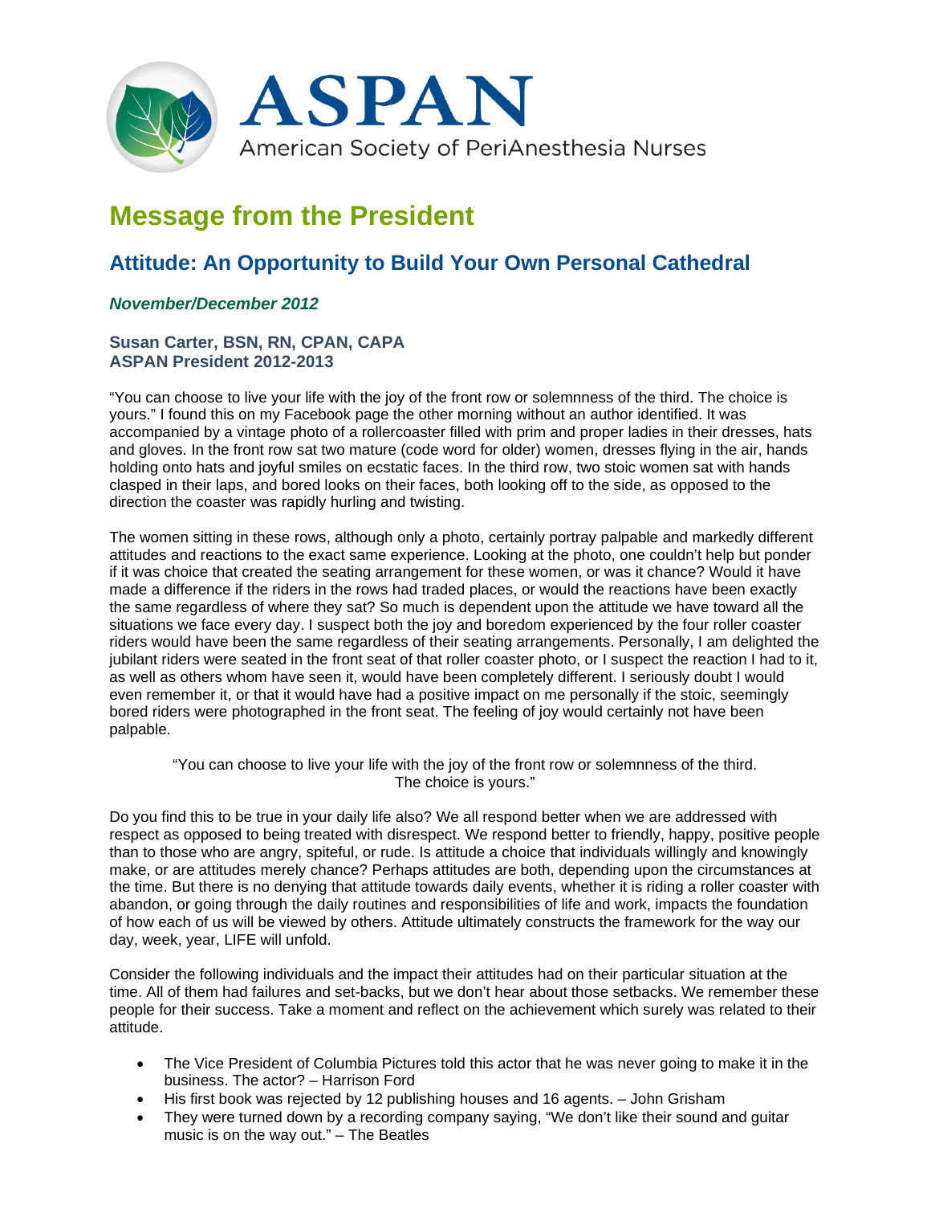**ASPAN**
American Society of PeriAnesthesia Nurses

# Message from the President

## Attitude: An Opportunity to Build Your Own Personal Cathedral

***November/December 2012***

**Susan Carter, BSN, RN, CPAN, CAPA**
**ASPAN President 2012-2013**

"You can choose to live your life with the joy of the front row or solemnness of the third. The choice is yours." I found this on my Facebook page the other morning without an author identified. It was accompanied by a vintage photo of a rollercoaster filled with prim and proper ladies in their dresses, hats and gloves. In the front row sat two mature (code word for older) women, dresses flying in the air, hands holding onto hats and joyful smiles on ecstatic faces. In the third row, two stoic women sat with hands clasped in their laps, and bored looks on their faces, both looking off to the side, as opposed to the direction the coaster was rapidly hurling and twisting.

The women sitting in these rows, although only a photo, certainly portray palpable and markedly different attitudes and reactions to the exact same experience. Looking at the photo, one couldn't help but ponder if it was choice that created the seating arrangement for these women, or was it chance? Would it have made a difference if the riders in the rows had traded places, or would the reactions have been exactly the same regardless of where they sat? So much is dependent upon the attitude we have toward all the situations we face every day. I suspect both the joy and boredom experienced by the four roller coaster riders would have been the same regardless of their seating arrangements. Personally, I am delighted the jubilant riders were seated in the front seat of that roller coaster photo, or I suspect the reaction I had to it, as well as others whom have seen it, would have been completely different. I seriously doubt I would even remember it, or that it would have had a positive impact on me personally if the stoic, seemingly bored riders were photographed in the front seat. The feeling of joy would certainly not have been palpable.

> "You can choose to live your life with the joy of the front row or solemnness of the third. The choice is yours."

Do you find this to be true in your daily life also? We all respond better when we are addressed with respect as opposed to being treated with disrespect. We respond better to friendly, happy, positive people than to those who are angry, spiteful, or rude. Is attitude a choice that individuals willingly and knowingly make, or are attitudes merely chance? Perhaps attitudes are both, depending upon the circumstances at the time. But there is no denying that attitude towards daily events, whether it is riding a roller coaster with abandon, or going through the daily routines and responsibilities of life and work, impacts the foundation of how each of us will be viewed by others. Attitude ultimately constructs the framework for the way our day, week, year, LIFE will unfold.

Consider the following individuals and the impact their attitudes had on their particular situation at the time. All of them had failures and set-backs, but we don't hear about those setbacks. We remember these people for their success. Take a moment and reflect on the achievement which surely was related to their attitude.

- The Vice President of Columbia Pictures told this actor that he was never going to make it in the business. The actor? – Harrison Ford
- His first book was rejected by 12 publishing houses and 16 agents. – John Grisham
- They were turned down by a recording company saying, "We don't like their sound and guitar music is on the way out." – The Beatles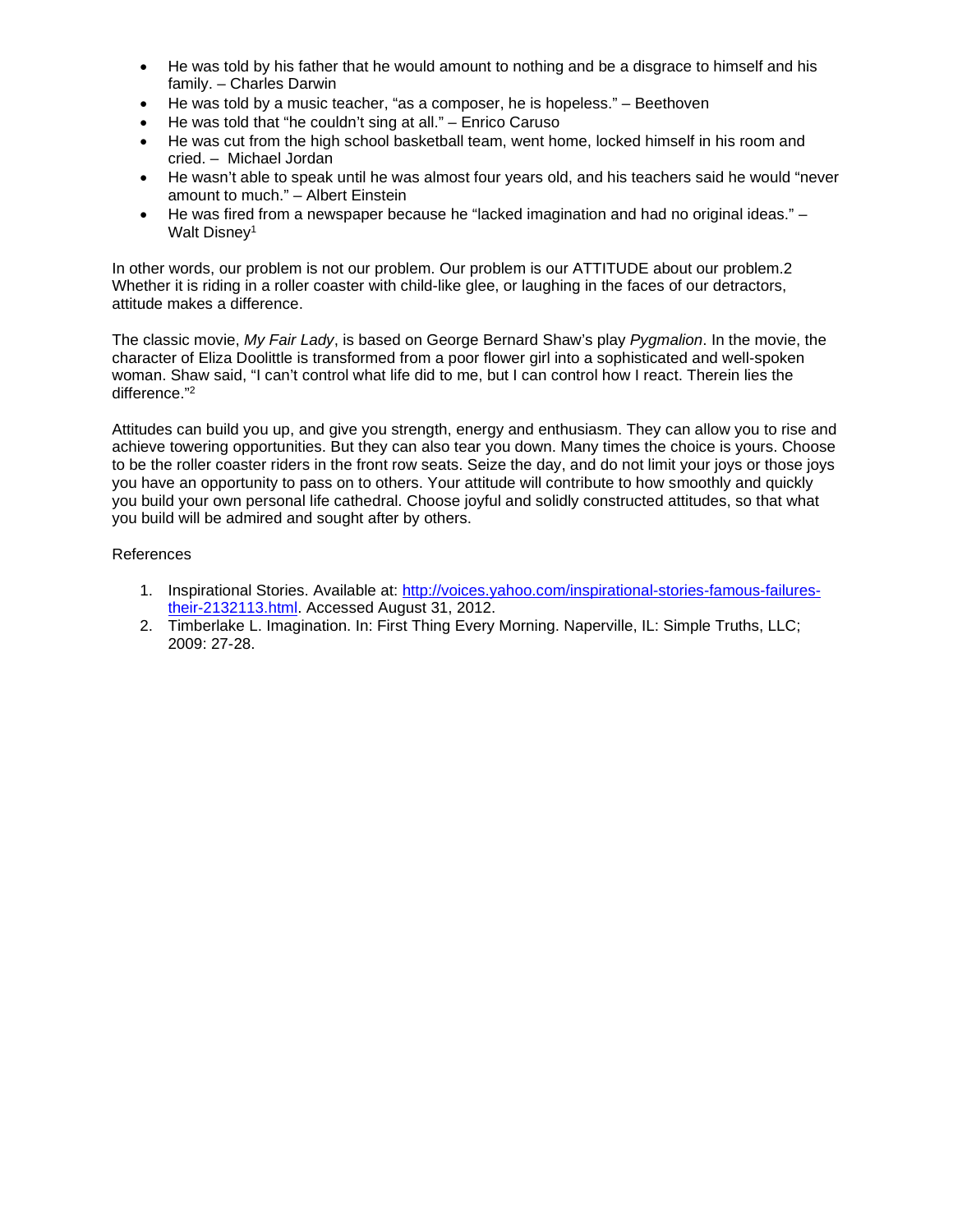- He was told by his father that he would amount to nothing and be a disgrace to himself and his family. – Charles Darwin
- He was told by a music teacher, "as a composer, he is hopeless." – Beethoven
- He was told that "he couldn't sing at all." – Enrico Caruso
- He was cut from the high school basketball team, went home, locked himself in his room and cried. – Michael Jordan
- He wasn't able to speak until he was almost four years old, and his teachers said he would "never amount to much." – Albert Einstein
- He was fired from a newspaper because he "lacked imagination and had no original ideas." – Walt Disney[1]

In other words, our problem is not our problem. Our problem is our ATTITUDE about our problem.2 Whether it is riding in a roller coaster with child-like glee, or laughing in the faces of our detractors, attitude makes a difference.

The classic movie, *My Fair Lady*, is based on George Bernard Shaw's play *Pygmalion*. In the movie, the character of Eliza Doolittle is transformed from a poor flower girl into a sophisticated and well-spoken woman. Shaw said, "I can't control what life did to me, but I can control how I react. Therein lies the difference."[2]

Attitudes can build you up, and give you strength, energy and enthusiasm. They can allow you to rise and achieve towering opportunities. But they can also tear you down. Many times the choice is yours. Choose to be the roller coaster riders in the front row seats. Seize the day, and do not limit your joys or those joys you have an opportunity to pass on to others. Your attitude will contribute to how smoothly and quickly you build your own personal life cathedral. Choose joyful and solidly constructed attitudes, so that what you build will be admired and sought after by others.

References

1. Inspirational Stories. Available at: http://voices.yahoo.com/inspirational-stories-famous-failures-their-2132113.html. Accessed August 31, 2012.
2. Timberlake L. Imagination. In: First Thing Every Morning. Naperville, IL: Simple Truths, LLC; 2009: 27-28.